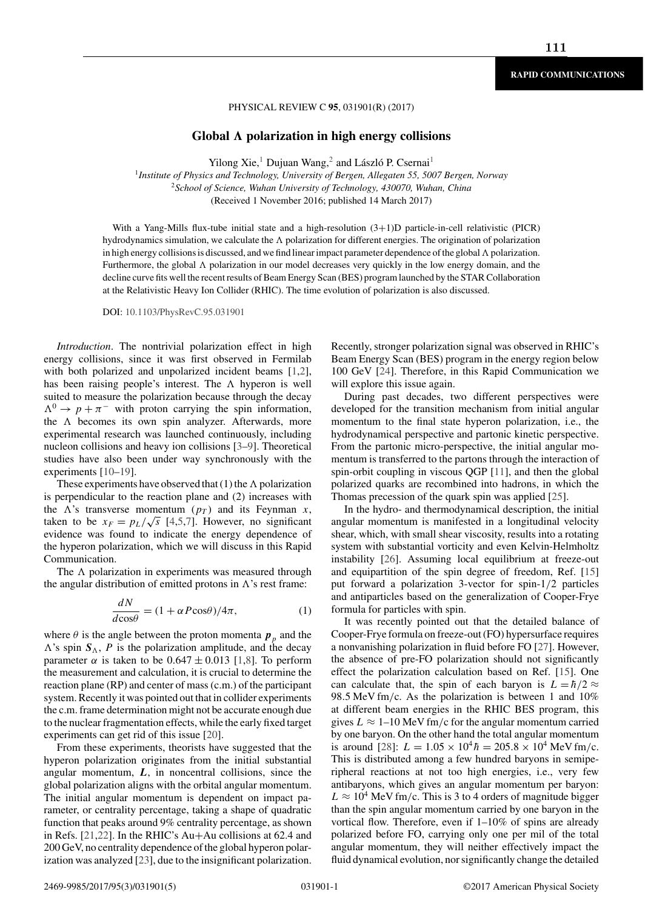# Global Λ polarization in high energy collisions

Yilong Xie,[1] Dujuan Wang,[2] and László P. Csernai[1]

[1]*Institute of Physics and Technology, University of Bergen, Allegaten 55, 5007 Bergen, Norway*
[2]*School of Science, Wuhan University of Technology, 430070, Wuhan, China*

(Received 1 November 2016; published 14 March 2017)

With a Yang-Mills flux-tube initial state and a high-resolution (3+1)D particle-in-cell relativistic (PICR) hydrodynamics simulation, we calculate the Λ polarization for different energies. The origination of polarization in high energy collisions is discussed, and we find linear impact parameter dependence of the global Λ polarization. Furthermore, the global Λ polarization in our model decreases very quickly in the low energy domain, and the decline curve fits well the recent results of Beam Energy Scan (BES) program launched by the STAR Collaboration at the Relativistic Heavy Ion Collider (RHIC). The time evolution of polarization is also discussed.

DOI: 10.1103/PhysRevC.95.031901

*Introduction*. The nontrivial polarization effect in high energy collisions, since it was first observed in Fermilab with both polarized and unpolarized incident beams [1,2], has been raising people's interest. The Λ hyperon is well suited to measure the polarization because through the decay $\Lambda^0 \rightarrow p + \pi^-$ with proton carrying the spin information, the Λ becomes its own spin analyzer. Afterwards, more experimental research was launched continuously, including nucleon collisions and heavy ion collisions [3–9]. Theoretical studies have also been under way synchronously with the experiments [10–19].

These experiments have observed that (1) the Λ polarization is perpendicular to the reaction plane and (2) increases with the Λ's transverse momentum ($p_T$) and its Feynman $x$, taken to be $x_F = p_L/\sqrt{s}$ [4,5,7]. However, no significant evidence was found to indicate the energy dependence of the hyperon polarization, which we will discuss in this Rapid Communication.

The Λ polarization in experiments was measured through the angular distribution of emitted protons in Λ's rest frame:

$$\frac{dN}{d\cos\theta} = (1 + \alpha P \cos\theta)/4\pi, \tag{1}$$

where $\theta$ is the angle between the proton momenta $\boldsymbol{p}_p$ and the Λ's spin $\boldsymbol{S}_\Lambda$, $P$ is the polarization amplitude, and the decay parameter $\alpha$ is taken to be $0.647 \pm 0.013$ [1,8]. To perform the measurement and calculation, it is crucial to determine the reaction plane (RP) and center of mass (c.m.) of the participant system. Recently it was pointed out that in collider experiments the c.m. frame determination might not be accurate enough due to the nuclear fragmentation effects, while the early fixed target experiments can get rid of this issue [20].

From these experiments, theorists have suggested that the hyperon polarization originates from the initial substantial angular momentum, $\boldsymbol{L}$, in noncentral collisions, since the global polarization aligns with the orbital angular momentum. The initial angular momentum is dependent on impact parameter, or centrality percentage, taking a shape of quadratic function that peaks around 9% centrality percentage, as shown in Refs. [21,22]. In the RHIC's Au+Au collisions at 62.4 and 200 GeV, no centrality dependence of the global hyperon polarization was analyzed [23], due to the insignificant polarization. Recently, stronger polarization signal was observed in RHIC's Beam Energy Scan (BES) program in the energy region below 100 GeV [24]. Therefore, in this Rapid Communication we will explore this issue again.

During past decades, two different perspectives were developed for the transition mechanism from initial angular momentum to the final state hyperon polarization, i.e., the hydrodynamical perspective and partonic kinetic perspective. From the partonic micro-perspective, the initial angular momentum is transferred to the partons through the interaction of spin-orbit coupling in viscous QGP [11], and then the global polarized quarks are recombined into hadrons, in which the Thomas precession of the quark spin was applied [25].

In the hydro- and thermodynamical description, the initial angular momentum is manifested in a longitudinal velocity shear, which, with small shear viscosity, results into a rotating system with substantial vorticity and even Kelvin-Helmholtz instability [26]. Assuming local equilibrium at freeze-out and equipartition of the spin degree of freedom, Ref. [15] put forward a polarization 3-vector for spin-1/2 particles and antiparticles based on the generalization of Cooper-Frye formula for particles with spin.

It was recently pointed out that the detailed balance of Cooper-Frye formula on freeze-out (FO) hypersurface requires a nonvanishing polarization in fluid before FO [27]. However, the absence of pre-FO polarization should not significantly effect the polarization calculation based on Ref. [15]. One can calculate that, the spin of each baryon is $L = \hbar/2 \approx 98.5$ MeV fm/c. As the polarization is between 1 and 10% at different beam energies in the RHIC BES program, this gives $L \approx 1$–$10$ MeV fm/c for the angular momentum carried by one baryon. On the other hand the total angular momentum is around [28]: $L = 1.05 \times 10^4 \hbar = 205.8 \times 10^4$ MeV fm/c. This is distributed among a few hundred baryons in semiperipheral reactions at not too high energies, i.e., very few antibaryons, which gives an angular momentum per baryon: $L \approx 10^4$ MeV fm/c. This is 3 to 4 orders of magnitude bigger than the spin angular momentum carried by one baryon in the vortical flow. Therefore, even if 1–10% of spins are already polarized before FO, carrying only one per mil of the total angular momentum, they will neither effectively impact the fluid dynamical evolution, nor significantly change the detailed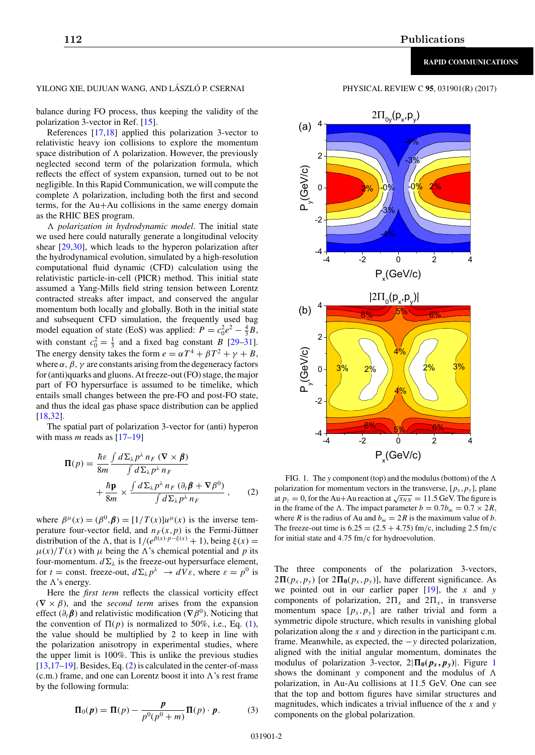balance during FO process, thus keeping the validity of the polarization 3-vector in Ref. [15].

References [17,18] applied this polarization 3-vector to relativistic heavy ion collisions to explore the momentum space distribution of Λ polarization. However, the previously neglected second term of the polarization formula, which reflects the effect of system expansion, turned out to be not negligible. In this Rapid Communication, we will compute the complete Λ polarization, including both the first and second terms, for the Au+Au collisions in the same energy domain as the RHIC BES program.

*Λ polarization in hydrodynamic model*. The initial state we used here could naturally generate a longitudinal velocity shear [29,30], which leads to the hyperon polarization after the hydrodynamical evolution, simulated by a high-resolution computational fluid dynamic (CFD) calculation using the relativistic particle-in-cell (PICR) method. This initial state assumed a Yang-Mills field string tension between Lorentz contracted streaks after impact, and conserved the angular momentum both locally and globally. Both in the initial state and subsequent CFD simulation, the frequently used bag model equation of state (EoS) was applied: $P = c_0^2 e^2 - \frac{4}{3}B$, with constant $c_0^2 = \frac{1}{3}$ and a fixed bag constant $B$ [29–31]. The energy density takes the form $e = \alpha T^4 + \beta T^2 + \gamma + B$, where $\alpha$, $\beta$, $\gamma$ are constants arising from the degeneracy factors for (anti)quarks and gluons. At freeze-out (FO) stage, the major part of FO hypersurface is assumed to be timelike, which entails small changes between the pre-FO and post-FO state, and thus the ideal gas phase space distribution can be applied [18,32].

The spatial part of polarization 3-vector for (anti) hyperon with mass $m$ reads as [17–19]

$$\mathbf{\Pi}(p) = \frac{\hbar\varepsilon}{8m}\frac{\int d\Sigma_\lambda p^\lambda\, n_F\, (\nabla\times\boldsymbol{\beta})}{\int d\Sigma_\lambda p^\lambda\, n_F} + \frac{\hbar\mathbf{p}}{8m}\times\frac{\int d\Sigma_\lambda p^\lambda\, n_F\,(\partial_t\boldsymbol{\beta} + \nabla\beta^0)}{\int d\Sigma_\lambda p^\lambda\, n_F}, \tag{2}$$

where $\beta^\mu(x) = (\beta^0, \boldsymbol{\beta}) = [1/T(x)]u^\mu(x)$ is the inverse temperature four-vector field, and $n_F(x,p)$ is the Fermi-Jüttner distribution of the Λ, that is $1/(e^{\beta(x)\cdot p - \xi(x)} + 1)$, being $\xi(x) = \mu(x)/T(x)$ with $\mu$ being the Λ's chemical potential and $p$ its four-momentum. $d\Sigma_\lambda$ is the freeze-out hypersurface element, for $t$ = const. freeze-out, $d\Sigma_\lambda p^\lambda \rightarrow dV\varepsilon$, where $\varepsilon = p^0$ is the Λ's energy.

Here the *first term* reflects the classical vorticity effect $(\nabla\times\beta)$, and the *second term* arises from the expansion effect $(\partial_t\boldsymbol{\beta})$ and relativistic modification $(\nabla\beta^0)$. Noticing that the convention of $\Pi(p)$ is normalized to 50%, i.e., Eq. (1), the value should be multiplied by 2 to keep in line with the polarization anisotropy in experimental studies, where the upper limit is 100%. This is unlike the previous studies [13,17–19]. Besides, Eq. (2) is calculated in the center-of-mass (c.m.) frame, and one can Lorentz boost it into Λ's rest frame by the following formula:

$$\mathbf{\Pi}_0(\boldsymbol{p}) = \mathbf{\Pi}(p) - \frac{\boldsymbol{p}}{p^0(p^0+m)}\mathbf{\Pi}(p)\cdot\boldsymbol{p}. \tag{3}$$

FIG. 1. The $y$ component (top) and the modulus (bottom) of the Λ polarization for momentum vectors in the transverse, $[p_x, p_y]$, plane at $p_z = 0$, for the Au+Au reaction at $\sqrt{s_{NN}} = 11.5$ GeV. The figure is in the frame of the Λ. The impact parameter $b = 0.7b_m = 0.7\times 2R$, where $R$ is the radius of Au and $b_m = 2R$ is the maximum value of $b$. The freeze-out time is $6.25 = (2.5 + 4.75)$ fm/c, including 2.5 fm/c for initial state and 4.75 fm/c for hydroevolution.

The three components of the polarization 3-vectors, $2\mathbf{\Pi}(p_x,p_y)$ [or $2\mathbf{\Pi_0}(p_x,p_y)$], have different significance. As we pointed out in our earlier paper [19], the $x$ and $y$ components of polarization, $2\Pi_x$ and $2\Pi_x$, in transverse momentum space $[p_x,p_y]$ are rather trivial and form a symmetric dipole structure, which results in vanishing global polarization along the $x$ and $y$ direction in the participant c.m. frame. Meanwhile, as expected, the $-y$ directed polarization, aligned with the initial angular momentum, dominates the modulus of polarization 3-vector, $2|\mathbf{\Pi_0}(\boldsymbol{p_x},\boldsymbol{p_y})|$. Figure 1 shows the dominant $y$ component and the modulus of Λ polarization, in Au-Au collisions at 11.5 GeV. One can see that the top and bottom figures have similar structures and magnitudes, which indicates a trivial influence of the $x$ and $y$ components on the global polarization.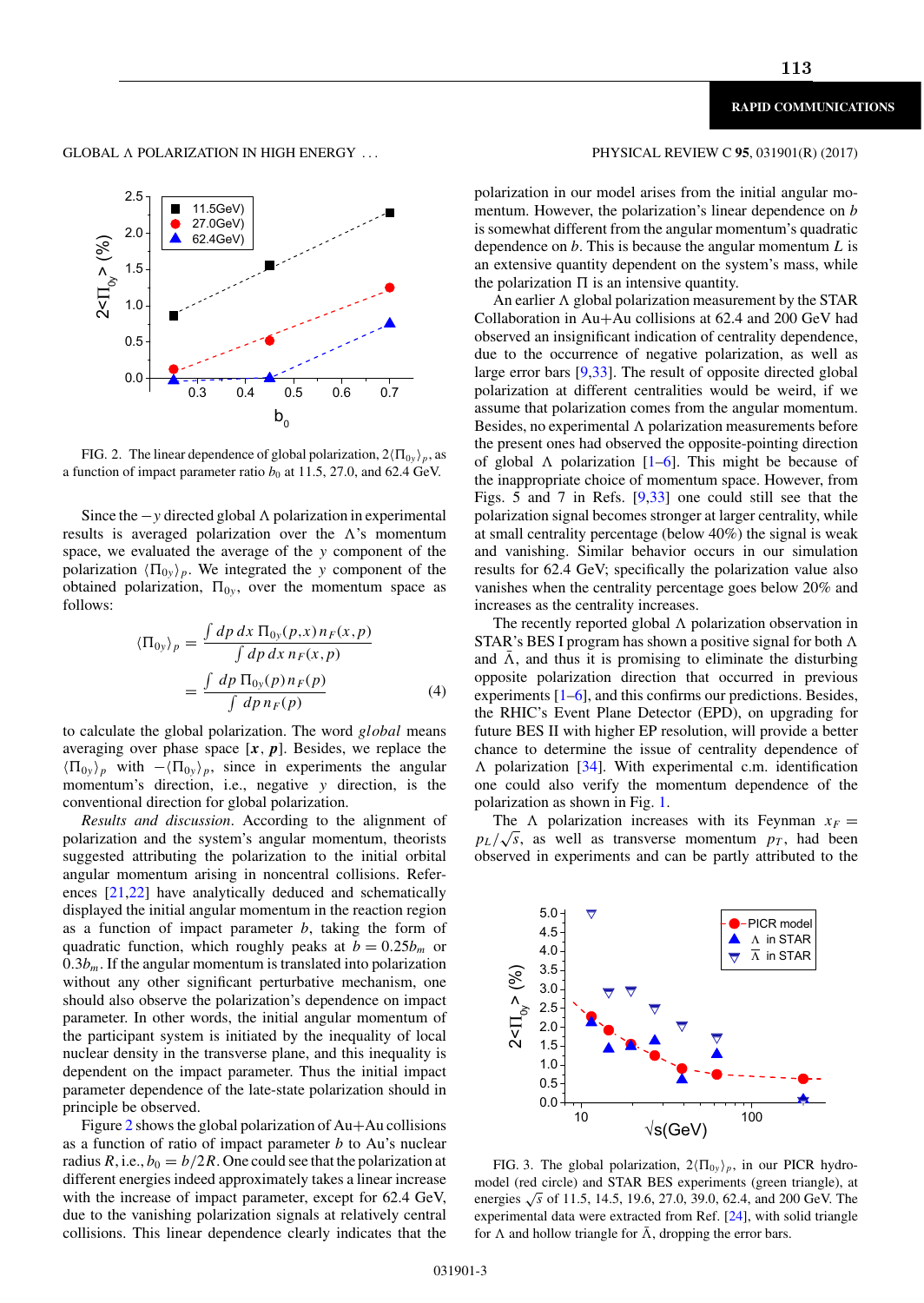FIG. 2. The linear dependence of global polarization, $2\langle\Pi_{0y}\rangle_p$, as a function of impact parameter ratio $b_0$ at 11.5, 27.0, and 62.4 GeV.

Since the $-y$ directed global $\Lambda$ polarization in experimental results is averaged polarization over the $\Lambda$'s momentum space, we evaluated the average of the $y$ component of the polarization $\langle\Pi_{0y}\rangle_p$. We integrated the $y$ component of the obtained polarization, $\Pi_{0y}$, over the momentum space as follows:

$$\langle\Pi_{0y}\rangle_p = \frac{\int dp\, dx\, \Pi_{0y}(p,x)\, n_F(x,p)}{\int dp\, dx\, n_F(x,p)} = \frac{\int dp\, \Pi_{0y}(p)\, n_F(p)}{\int dp\, n_F(p)} \tag{4}$$

to calculate the global polarization. The word *global* means averaging over phase space $[\boldsymbol{x}, \boldsymbol{p}]$. Besides, we replace the $\langle\Pi_{0y}\rangle_p$ with $-\langle\Pi_{0y}\rangle_p$, since in experiments the angular momentum's direction, i.e., negative $y$ direction, is the conventional direction for global polarization.

*Results and discussion.* According to the alignment of polarization and the system's angular momentum, theorists suggested attributing the polarization to the initial orbital angular momentum arising in noncentral collisions. References [21,22] have analytically deduced and schematically displayed the initial angular momentum in the reaction region as a function of impact parameter $b$, taking the form of quadratic function, which roughly peaks at $b = 0.25b_m$ or $0.3b_m$. If the angular momentum is translated into polarization without any other significant perturbative mechanism, one should also observe the polarization's dependence on impact parameter. In other words, the initial angular momentum of the participant system is initiated by the inequality of local nuclear density in the transverse plane, and this inequality is dependent on the impact parameter. Thus the initial impact parameter dependence of the late-state polarization should in principle be observed.

Figure 2 shows the global polarization of Au+Au collisions as a function of ratio of impact parameter $b$ to Au's nuclear radius $R$, i.e., $b_0 = b/2R$. One could see that the polarization at different energies indeed approximately takes a linear increase with the increase of impact parameter, except for 62.4 GeV, due to the vanishing polarization signals at relatively central collisions. This linear dependence clearly indicates that the polarization in our model arises from the initial angular momentum. However, the polarization's linear dependence on $b$ is somewhat different from the angular momentum's quadratic dependence on $b$. This is because the angular momentum $L$ is an extensive quantity dependent on the system's mass, while the polarization $\Pi$ is an intensive quantity.

An earlier $\Lambda$ global polarization measurement by the STAR Collaboration in Au+Au collisions at 62.4 and 200 GeV had observed an insignificant indication of centrality dependence, due to the occurrence of negative polarization, as well as large error bars [9,33]. The result of opposite directed global polarization at different centralities would be weird, if we assume that polarization comes from the angular momentum. Besides, no experimental $\Lambda$ polarization measurements before the present ones had observed the opposite-pointing direction of global $\Lambda$ polarization [1–6]. This might be because of the inappropriate choice of momentum space. However, from Figs. 5 and 7 in Refs. [9,33] one could still see that the polarization signal becomes stronger at larger centrality, while at small centrality percentage (below 40%) the signal is weak and vanishing. Similar behavior occurs in our simulation results for 62.4 GeV; specifically the polarization value also vanishes when the centrality percentage goes below 20% and increases as the centrality increases.

The recently reported global $\Lambda$ polarization observation in STAR's BES I program has shown a positive signal for both $\Lambda$ and $\bar{\Lambda}$, and thus it is promising to eliminate the disturbing opposite polarization direction that occurred in previous experiments [1–6], and this confirms our predictions. Besides, the RHIC's Event Plane Detector (EPD), on upgrading for future BES II with higher EP resolution, will provide a better chance to determine the issue of centrality dependence of $\Lambda$ polarization [34]. With experimental c.m. identification one could also verify the momentum dependence of the polarization as shown in Fig. 1.

The $\Lambda$ polarization increases with its Feynman $x_F = p_L/\sqrt{s}$, as well as transverse momentum $p_T$, had been observed in experiments and can be partly attributed to the

FIG. 3. The global polarization, $2\langle\Pi_{0y}\rangle_p$, in our PICR hydro-model (red circle) and STAR BES experiments (green triangle), at energies $\sqrt{s}$ of 11.5, 14.5, 19.6, 27.0, 39.0, 62.4, and 200 GeV. The experimental data were extracted from Ref. [24], with solid triangle for $\Lambda$ and hollow triangle for $\bar{\Lambda}$, dropping the error bars.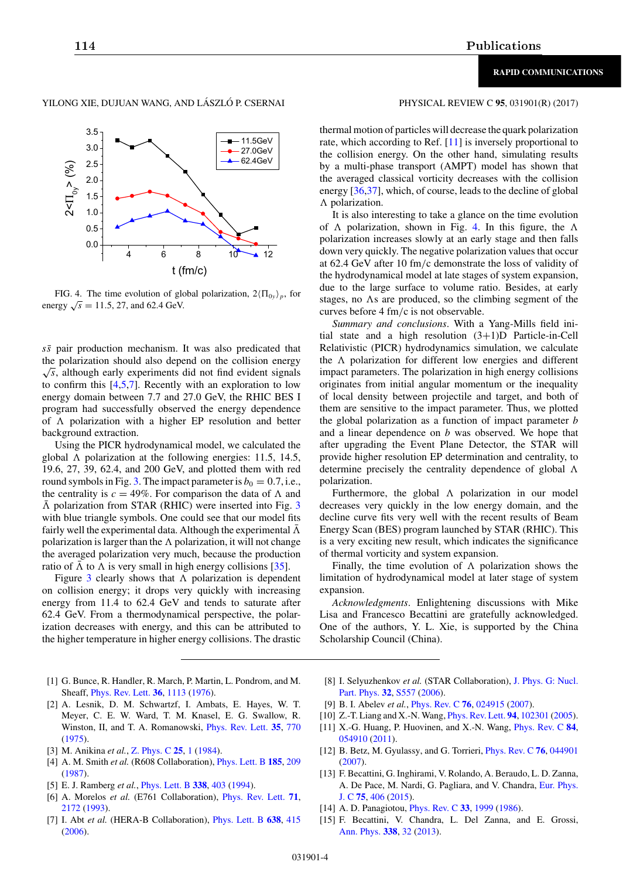FIG. 4. The time evolution of global polarization, $2\langle \Pi_{0y} \rangle_p$, for energy $\sqrt{s} = 11.5$, 27, and 62.4 GeV.

$s\bar{s}$ pair production mechanism. It was also predicated that the polarization should also depend on the collision energy $\sqrt{s}$, although early experiments did not find evident signals to confirm this [4,5,7]. Recently with an exploration to low energy domain between 7.7 and 27.0 GeV, the RHIC BES I program had successfully observed the energy dependence of $\Lambda$ polarization with a higher EP resolution and better background extraction.

Using the PICR hydrodynamical model, we calculated the global $\Lambda$ polarization at the following energies: 11.5, 14.5, 19.6, 27, 39, 62.4, and 200 GeV, and plotted them with red round symbols in Fig. 3. The impact parameter is $b_0 = 0.7$, i.e., the centrality is $c = 49\%$. For comparison the data of $\Lambda$ and $\bar{\Lambda}$ polarization from STAR (RHIC) were inserted into Fig. 3 with blue triangle symbols. One could see that our model fits fairly well the experimental data. Although the experimental $\bar{\Lambda}$ polarization is larger than the $\Lambda$ polarization, it will not change the averaged polarization very much, because the production ratio of $\bar{\Lambda}$ to $\Lambda$ is very small in high energy collisions [35].

Figure 3 clearly shows that $\Lambda$ polarization is dependent on collision energy; it drops very quickly with increasing energy from 11.4 to 62.4 GeV and tends to saturate after 62.4 GeV. From a thermodynamical perspective, the polarization decreases with energy, and this can be attributed to the higher temperature in higher energy collisions. The drastic thermal motion of particles will decrease the quark polarization rate, which according to Ref. [11] is inversely proportional to the collision energy. On the other hand, simulating results by a multi-phase transport (AMPT) model has shown that the averaged classical vorticity decreases with the collision energy [36,37], which, of course, leads to the decline of global $\Lambda$ polarization.

It is also interesting to take a glance on the time evolution of $\Lambda$ polarization, shown in Fig. 4. In this figure, the $\Lambda$ polarization increases slowly at an early stage and then falls down very quickly. The negative polarization values that occur at 62.4 GeV after 10 fm/c demonstrate the loss of validity of the hydrodynamical model at late stages of system expansion, due to the large surface to volume ratio. Besides, at early stages, no $\Lambda$s are produced, so the climbing segment of the curves before 4 fm/c is not observable.

*Summary and conclusions*. With a Yang-Mills field initial state and a high resolution (3+1)D Particle-in-Cell Relativistic (PICR) hydrodynamics simulation, we calculate the $\Lambda$ polarization for different low energies and different impact parameters. The polarization in high energy collisions originates from initial angular momentum or the inequality of local density between projectile and target, and both of them are sensitive to the impact parameter. Thus, we plotted the global polarization as a function of impact parameter $b$ and a linear dependence on $b$ was observed. We hope that after upgrading the Event Plane Detector, the STAR will provide higher resolution EP determination and centrality, to determine precisely the centrality dependence of global $\Lambda$ polarization.

Furthermore, the global $\Lambda$ polarization in our model decreases very quickly in the low energy domain, and the decline curve fits very well with the recent results of Beam Energy Scan (BES) program launched by STAR (RHIC). This is a very exciting new result, which indicates the significance of thermal vorticity and system expansion.

Finally, the time evolution of $\Lambda$ polarization shows the limitation of hydrodynamical model at later stage of system expansion.

*Acknowledgments*. Enlightening discussions with Mike Lisa and Francesco Becattini are gratefully acknowledged. One of the authors, Y. L. Xie, is supported by the China Scholarship Council (China).

[1] G. Bunce, R. Handler, R. March, P. Martin, L. Pondrom, and M. Sheaff, Phys. Rev. Lett. **36**, 1113 (1976).

[2] A. Lesnik, D. M. Schwartzf, I. Ambats, E. Hayes, W. T. Meyer, C. E. W. Ward, T. M. Knasel, E. G. Swallow, R. Winston, II, and T. A. Romanowski, Phys. Rev. Lett. **35**, 770 (1975).

[3] M. Anikina *et al.*, Z. Phys. C **25**, 1 (1984).

[4] A. M. Smith *et al.* (R608 Collaboration), Phys. Lett. B **185**, 209 (1987).

[5] E. J. Ramberg *et al.*, Phys. Lett. B **338**, 403 (1994).

[6] A. Morelos *et al.* (E761 Collaboration), Phys. Rev. Lett. **71**, 2172 (1993).

[7] I. Abt *et al.* (HERA-B Collaboration), Phys. Lett. B **638**, 415 (2006).

[8] I. Selyuzhenkov *et al.* (STAR Collaboration), J. Phys. G: Nucl. Part. Phys. **32**, S557 (2006).

[9] B. I. Abelev *et al.*, Phys. Rev. C **76**, 024915 (2007).

[10] Z.-T. Liang and X.-N. Wang, Phys. Rev. Lett. **94**, 102301 (2005).

[11] X.-G. Huang, P. Huovinen, and X.-N. Wang, Phys. Rev. C **84**, 054910 (2011).

[12] B. Betz, M. Gyulassy, and G. Torrieri, Phys. Rev. C **76**, 044901 (2007).

[13] F. Becattini, G. Inghirami, V. Rolando, A. Beraudo, L. D. Zanna, A. De Pace, M. Nardi, G. Pagliara, and V. Chandra, Eur. Phys. J. C **75**, 406 (2015).

[14] A. D. Panagiotou, Phys. Rev. C **33**, 1999 (1986).

[15] F. Becattini, V. Chandra, L. Del Zanna, and E. Grossi, Ann. Phys. **338**, 32 (2013).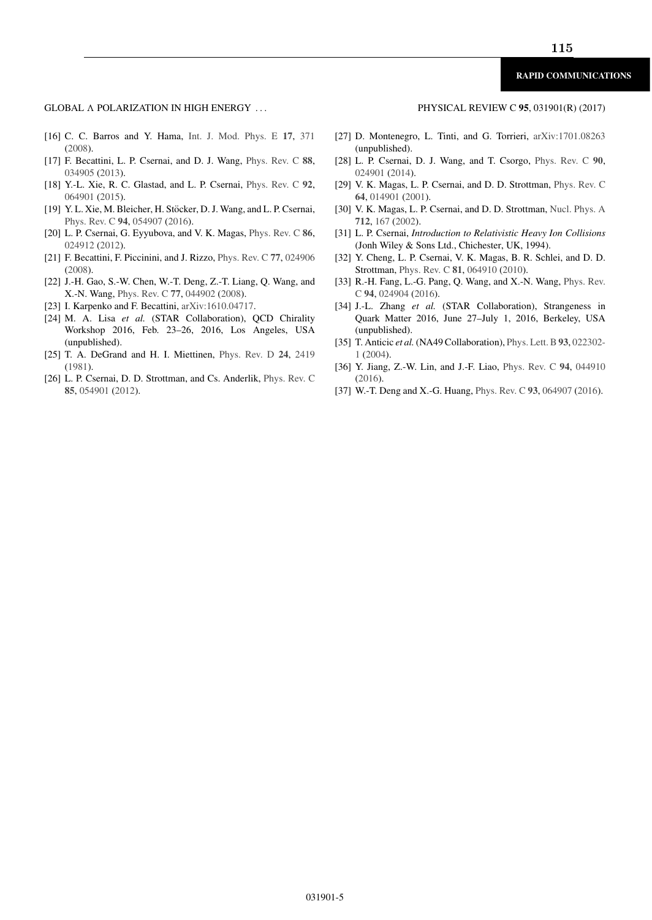[16] C. C. Barros and Y. Hama, Int. J. Mod. Phys. E **17**, 371 (2008).

[17] F. Becattini, L. P. Csernai, and D. J. Wang, Phys. Rev. C **88**, 034905 (2013).

[18] Y.-L. Xie, R. C. Glastad, and L. P. Csernai, Phys. Rev. C **92**, 064901 (2015).

[19] Y. L. Xie, M. Bleicher, H. Stöcker, D. J. Wang, and L. P. Csernai, Phys. Rev. C **94**, 054907 (2016).

[20] L. P. Csernai, G. Eyyubova, and V. K. Magas, Phys. Rev. C **86**, 024912 (2012).

[21] F. Becattini, F. Piccinini, and J. Rizzo, Phys. Rev. C **77**, 024906 (2008).

[22] J.-H. Gao, S.-W. Chen, W.-T. Deng, Z.-T. Liang, Q. Wang, and X.-N. Wang, Phys. Rev. C **77**, 044902 (2008).

[23] I. Karpenko and F. Becattini, arXiv:1610.04717.

[24] M. A. Lisa *et al.* (STAR Collaboration), QCD Chirality Workshop 2016, Feb. 23–26, 2016, Los Angeles, USA (unpublished).

[25] T. A. DeGrand and H. I. Miettinen, Phys. Rev. D **24**, 2419 (1981).

[26] L. P. Csernai, D. D. Strottman, and Cs. Anderlik, Phys. Rev. C **85**, 054901 (2012).

[27] D. Montenegro, L. Tinti, and G. Torrieri, arXiv:1701.08263 (unpublished).

[28] L. P. Csernai, D. J. Wang, and T. Csorgo, Phys. Rev. C **90**, 024901 (2014).

[29] V. K. Magas, L. P. Csernai, and D. D. Strottman, Phys. Rev. C **64**, 014901 (2001).

[30] V. K. Magas, L. P. Csernai, and D. D. Strottman, Nucl. Phys. A **712**, 167 (2002).

[31] L. P. Csernai, *Introduction to Relativistic Heavy Ion Collisions* (Jonh Wiley & Sons Ltd., Chichester, UK, 1994).

[32] Y. Cheng, L. P. Csernai, V. K. Magas, B. R. Schlei, and D. D. Strottman, Phys. Rev. C **81**, 064910 (2010).

[33] R.-H. Fang, L.-G. Pang, Q. Wang, and X.-N. Wang, Phys. Rev. C **94**, 024904 (2016).

[34] J.-L. Zhang *et al.* (STAR Collaboration), Strangeness in Quark Matter 2016, June 27–July 1, 2016, Berkeley, USA (unpublished).

[35] T. Anticic *et al.* (NA49 Collaboration), Phys. Lett. B **93**, 022302-1 (2004).

[36] Y. Jiang, Z.-W. Lin, and J.-F. Liao, Phys. Rev. C **94**, 044910 (2016).

[37] W.-T. Deng and X.-G. Huang, Phys. Rev. C **93**, 064907 (2016).